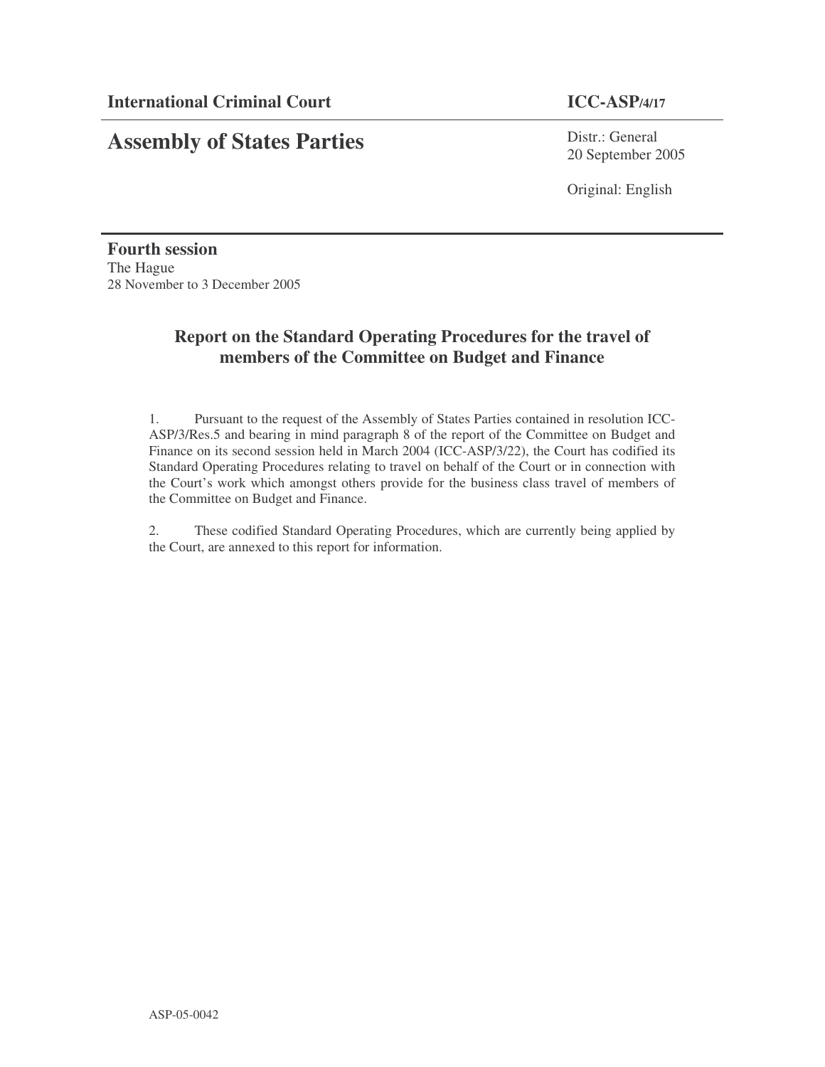**International Criminal Court** **ICC-ASP/4/17**

# Assembly of States Parties

Distr.: General
20 September 2005

Original: English

**Fourth session**
The Hague
28 November to 3 December 2005

## Report on the Standard Operating Procedures for the travel of members of the Committee on Budget and Finance

1. Pursuant to the request of the Assembly of States Parties contained in resolution ICC-ASP/3/Res.5 and bearing in mind paragraph 8 of the report of the Committee on Budget and Finance on its second session held in March 2004 (ICC-ASP/3/22), the Court has codified its Standard Operating Procedures relating to travel on behalf of the Court or in connection with the Court's work which amongst others provide for the business class travel of members of the Committee on Budget and Finance.

2. These codified Standard Operating Procedures, which are currently being applied by the Court, are annexed to this report for information.

ASP-05-0042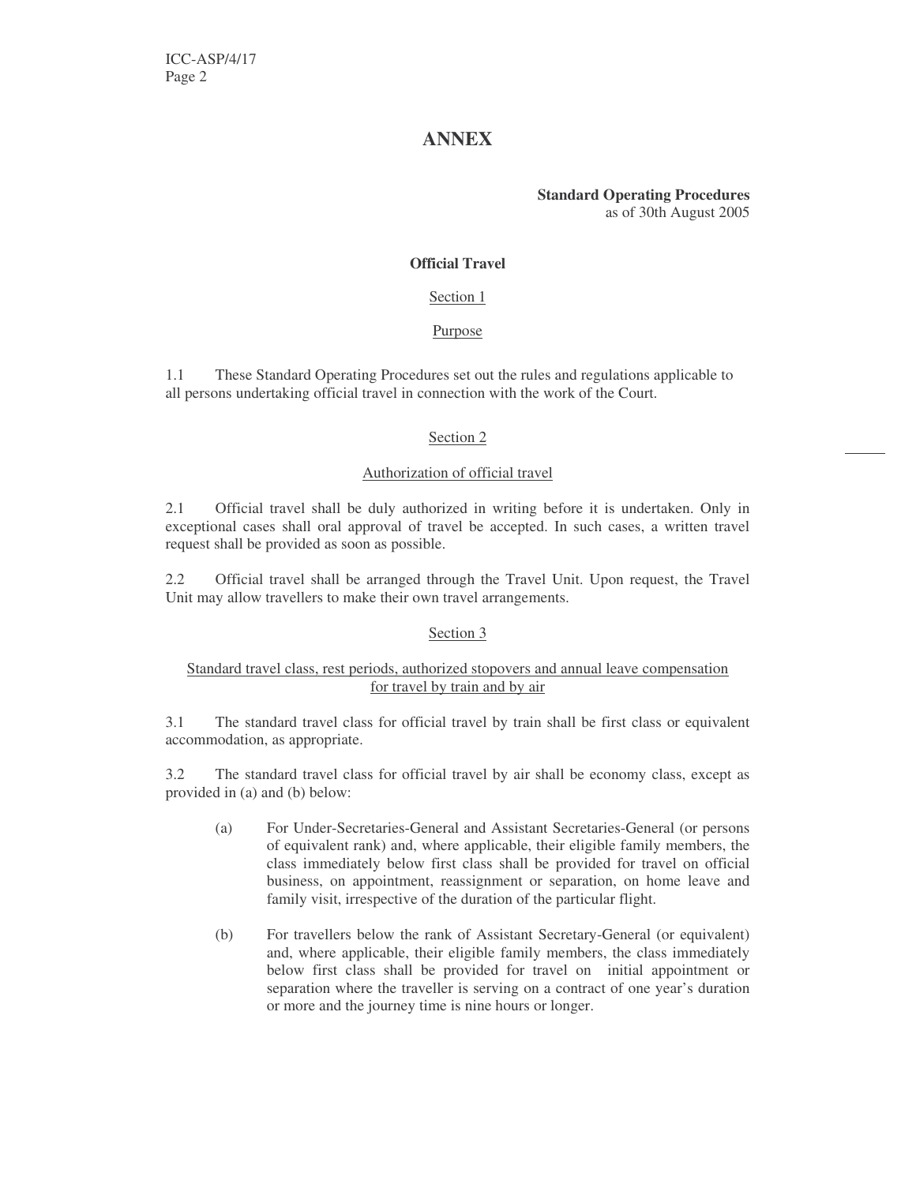# ANNEX

**Standard Operating Procedures**
as of 30th August 2005

## Official Travel

### Section 1

### Purpose

1.1 These Standard Operating Procedures set out the rules and regulations applicable to all persons undertaking official travel in connection with the work of the Court.

### Section 2

### Authorization of official travel

2.1 Official travel shall be duly authorized in writing before it is undertaken. Only in exceptional cases shall oral approval of travel be accepted. In such cases, a written travel request shall be provided as soon as possible.

2.2 Official travel shall be arranged through the Travel Unit. Upon request, the Travel Unit may allow travellers to make their own travel arrangements.

### Section 3

### Standard travel class, rest periods, authorized stopovers and annual leave compensation for travel by train and by air

3.1 The standard travel class for official travel by train shall be first class or equivalent accommodation, as appropriate.

3.2 The standard travel class for official travel by air shall be economy class, except as provided in (a) and (b) below:

(a) For Under-Secretaries-General and Assistant Secretaries-General (or persons of equivalent rank) and, where applicable, their eligible family members, the class immediately below first class shall be provided for travel on official business, on appointment, reassignment or separation, on home leave and family visit, irrespective of the duration of the particular flight.

(b) For travellers below the rank of Assistant Secretary-General (or equivalent) and, where applicable, their eligible family members, the class immediately below first class shall be provided for travel on initial appointment or separation where the traveller is serving on a contract of one year's duration or more and the journey time is nine hours or longer.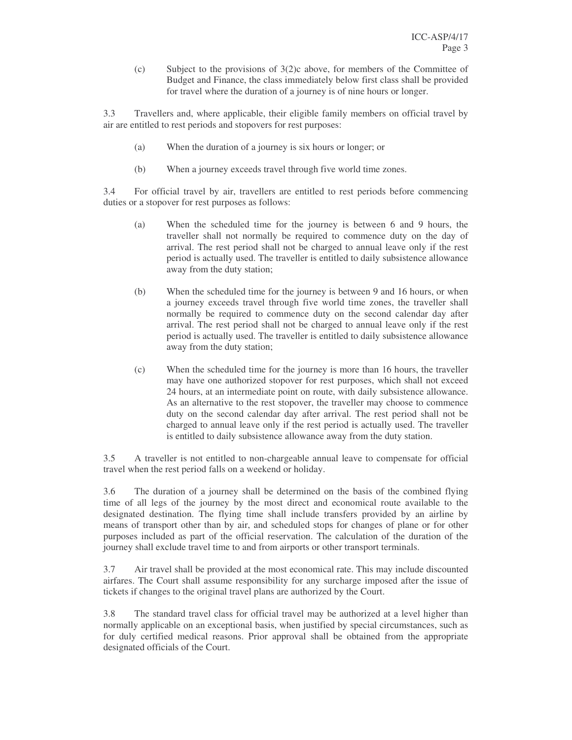(c) Subject to the provisions of 3(2)c above, for members of the Committee of Budget and Finance, the class immediately below first class shall be provided for travel where the duration of a journey is of nine hours or longer.

3.3 Travellers and, where applicable, their eligible family members on official travel by air are entitled to rest periods and stopovers for rest purposes:

(a) When the duration of a journey is six hours or longer; or

(b) When a journey exceeds travel through five world time zones.

3.4 For official travel by air, travellers are entitled to rest periods before commencing duties or a stopover for rest purposes as follows:

(a) When the scheduled time for the journey is between 6 and 9 hours, the traveller shall not normally be required to commence duty on the day of arrival. The rest period shall not be charged to annual leave only if the rest period is actually used. The traveller is entitled to daily subsistence allowance away from the duty station;

(b) When the scheduled time for the journey is between 9 and 16 hours, or when a journey exceeds travel through five world time zones, the traveller shall normally be required to commence duty on the second calendar day after arrival. The rest period shall not be charged to annual leave only if the rest period is actually used. The traveller is entitled to daily subsistence allowance away from the duty station;

(c) When the scheduled time for the journey is more than 16 hours, the traveller may have one authorized stopover for rest purposes, which shall not exceed 24 hours, at an intermediate point on route, with daily subsistence allowance. As an alternative to the rest stopover, the traveller may choose to commence duty on the second calendar day after arrival. The rest period shall not be charged to annual leave only if the rest period is actually used. The traveller is entitled to daily subsistence allowance away from the duty station.

3.5 A traveller is not entitled to non-chargeable annual leave to compensate for official travel when the rest period falls on a weekend or holiday.

3.6 The duration of a journey shall be determined on the basis of the combined flying time of all legs of the journey by the most direct and economical route available to the designated destination. The flying time shall include transfers provided by an airline by means of transport other than by air, and scheduled stops for changes of plane or for other purposes included as part of the official reservation. The calculation of the duration of the journey shall exclude travel time to and from airports or other transport terminals.

3.7 Air travel shall be provided at the most economical rate. This may include discounted airfares. The Court shall assume responsibility for any surcharge imposed after the issue of tickets if changes to the original travel plans are authorized by the Court.

3.8 The standard travel class for official travel may be authorized at a level higher than normally applicable on an exceptional basis, when justified by special circumstances, such as for duly certified medical reasons. Prior approval shall be obtained from the appropriate designated officials of the Court.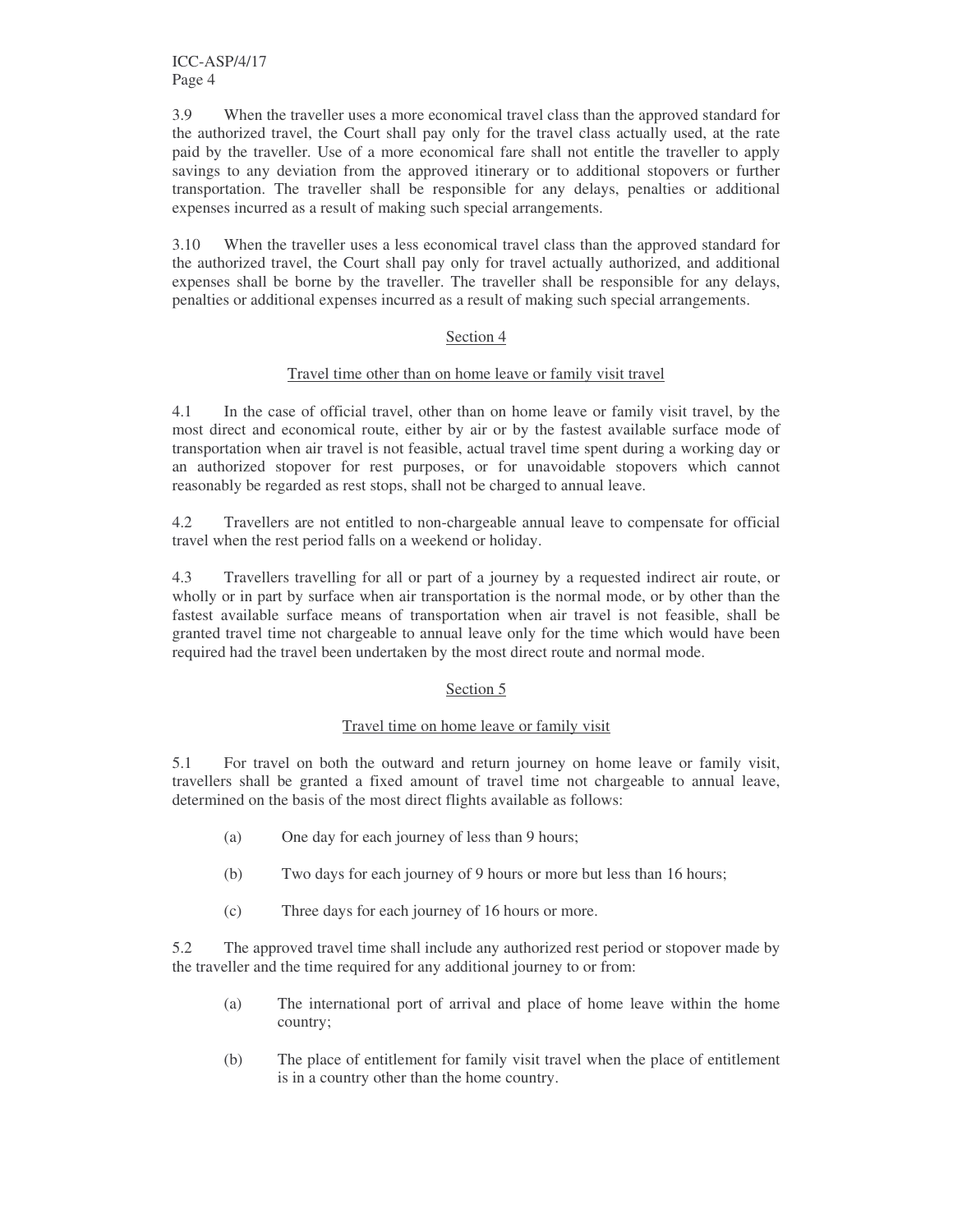3.9 When the traveller uses a more economical travel class than the approved standard for the authorized travel, the Court shall pay only for the travel class actually used, at the rate paid by the traveller. Use of a more economical fare shall not entitle the traveller to apply savings to any deviation from the approved itinerary or to additional stopovers or further transportation. The traveller shall be responsible for any delays, penalties or additional expenses incurred as a result of making such special arrangements.

3.10 When the traveller uses a less economical travel class than the approved standard for the authorized travel, the Court shall pay only for travel actually authorized, and additional expenses shall be borne by the traveller. The traveller shall be responsible for any delays, penalties or additional expenses incurred as a result of making such special arrangements.

## Section 4

### Travel time other than on home leave or family visit travel

4.1 In the case of official travel, other than on home leave or family visit travel, by the most direct and economical route, either by air or by the fastest available surface mode of transportation when air travel is not feasible, actual travel time spent during a working day or an authorized stopover for rest purposes, or for unavoidable stopovers which cannot reasonably be regarded as rest stops, shall not be charged to annual leave.

4.2 Travellers are not entitled to non-chargeable annual leave to compensate for official travel when the rest period falls on a weekend or holiday.

4.3 Travellers travelling for all or part of a journey by a requested indirect air route, or wholly or in part by surface when air transportation is the normal mode, or by other than the fastest available surface means of transportation when air travel is not feasible, shall be granted travel time not chargeable to annual leave only for the time which would have been required had the travel been undertaken by the most direct route and normal mode.

## Section 5

### Travel time on home leave or family visit

5.1 For travel on both the outward and return journey on home leave or family visit, travellers shall be granted a fixed amount of travel time not chargeable to annual leave, determined on the basis of the most direct flights available as follows:

(a) One day for each journey of less than 9 hours;

(b) Two days for each journey of 9 hours or more but less than 16 hours;

(c) Three days for each journey of 16 hours or more.

5.2 The approved travel time shall include any authorized rest period or stopover made by the traveller and the time required for any additional journey to or from:

(a) The international port of arrival and place of home leave within the home country;

(b) The place of entitlement for family visit travel when the place of entitlement is in a country other than the home country.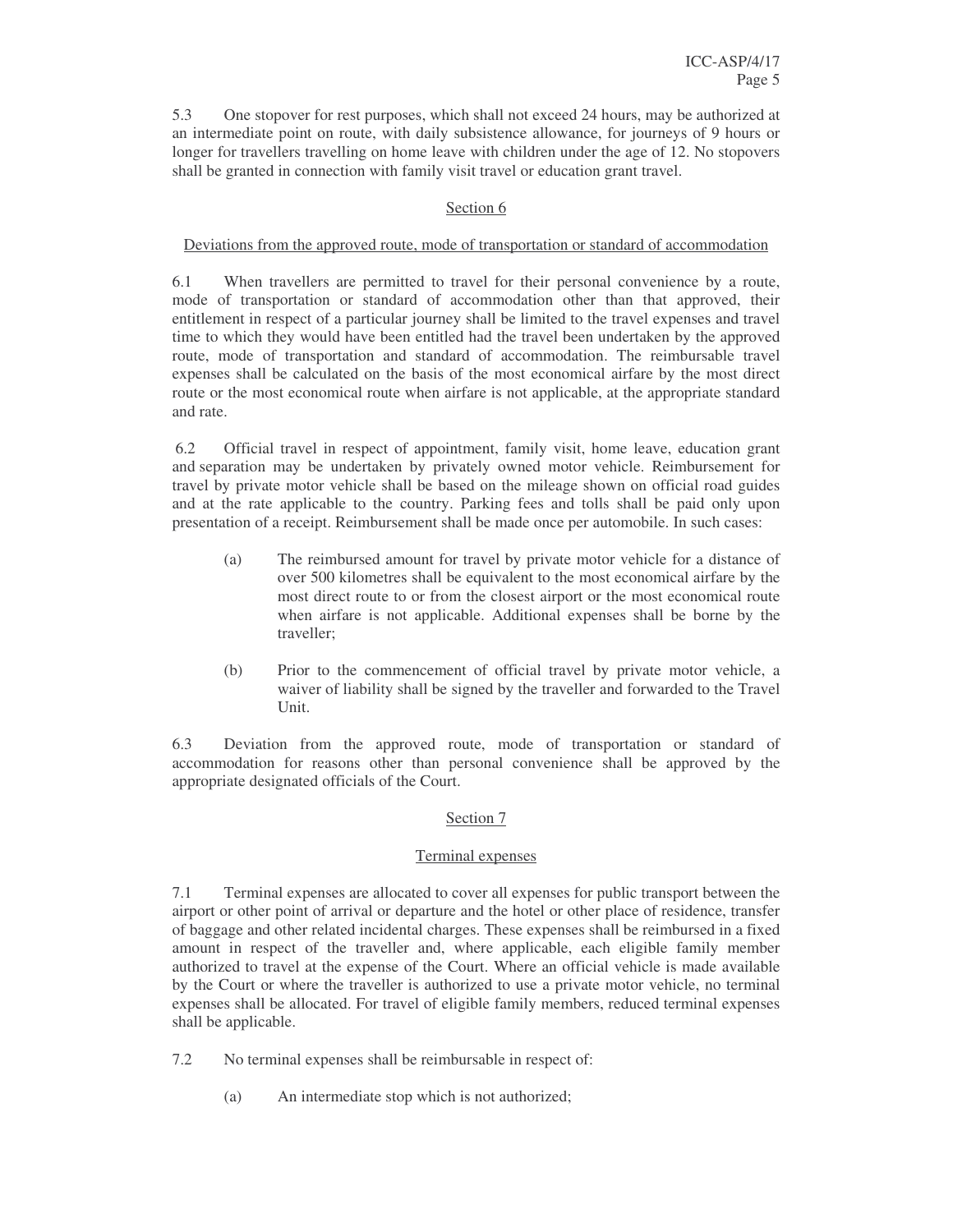5.3 One stopover for rest purposes, which shall not exceed 24 hours, may be authorized at an intermediate point on route, with daily subsistence allowance, for journeys of 9 hours or longer for travellers travelling on home leave with children under the age of 12. No stopovers shall be granted in connection with family visit travel or education grant travel.

## Section 6

### Deviations from the approved route, mode of transportation or standard of accommodation

6.1 When travellers are permitted to travel for their personal convenience by a route, mode of transportation or standard of accommodation other than that approved, their entitlement in respect of a particular journey shall be limited to the travel expenses and travel time to which they would have been entitled had the travel been undertaken by the approved route, mode of transportation and standard of accommodation. The reimbursable travel expenses shall be calculated on the basis of the most economical airfare by the most direct route or the most economical route when airfare is not applicable, at the appropriate standard and rate.

6.2 Official travel in respect of appointment, family visit, home leave, education grant and separation may be undertaken by privately owned motor vehicle. Reimbursement for travel by private motor vehicle shall be based on the mileage shown on official road guides and at the rate applicable to the country. Parking fees and tolls shall be paid only upon presentation of a receipt. Reimbursement shall be made once per automobile. In such cases:

(a) The reimbursed amount for travel by private motor vehicle for a distance of over 500 kilometres shall be equivalent to the most economical airfare by the most direct route to or from the closest airport or the most economical route when airfare is not applicable. Additional expenses shall be borne by the traveller;

(b) Prior to the commencement of official travel by private motor vehicle, a waiver of liability shall be signed by the traveller and forwarded to the Travel Unit.

6.3 Deviation from the approved route, mode of transportation or standard of accommodation for reasons other than personal convenience shall be approved by the appropriate designated officials of the Court.

## Section 7

### Terminal expenses

7.1 Terminal expenses are allocated to cover all expenses for public transport between the airport or other point of arrival or departure and the hotel or other place of residence, transfer of baggage and other related incidental charges. These expenses shall be reimbursed in a fixed amount in respect of the traveller and, where applicable, each eligible family member authorized to travel at the expense of the Court. Where an official vehicle is made available by the Court or where the traveller is authorized to use a private motor vehicle, no terminal expenses shall be allocated. For travel of eligible family members, reduced terminal expenses shall be applicable.

7.2 No terminal expenses shall be reimbursable in respect of:

(a) An intermediate stop which is not authorized;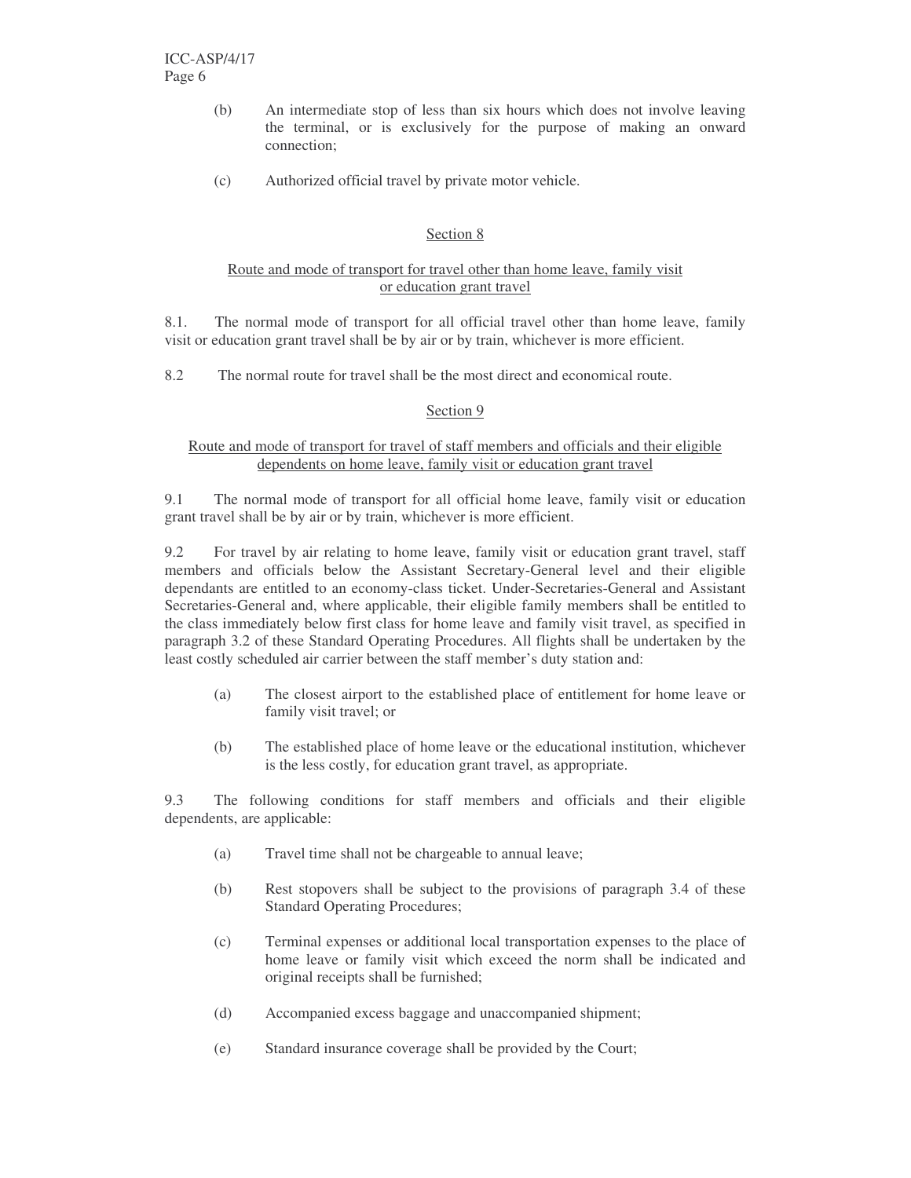(b) An intermediate stop of less than six hours which does not involve leaving the terminal, or is exclusively for the purpose of making an onward connection;

(c) Authorized official travel by private motor vehicle.

## Section 8

### Route and mode of transport for travel other than home leave, family visit or education grant travel

8.1. The normal mode of transport for all official travel other than home leave, family visit or education grant travel shall be by air or by train, whichever is more efficient.

8.2 The normal route for travel shall be the most direct and economical route.

## Section 9

### Route and mode of transport for travel of staff members and officials and their eligible dependents on home leave, family visit or education grant travel

9.1 The normal mode of transport for all official home leave, family visit or education grant travel shall be by air or by train, whichever is more efficient.

9.2 For travel by air relating to home leave, family visit or education grant travel, staff members and officials below the Assistant Secretary-General level and their eligible dependants are entitled to an economy-class ticket. Under-Secretaries-General and Assistant Secretaries-General and, where applicable, their eligible family members shall be entitled to the class immediately below first class for home leave and family visit travel, as specified in paragraph 3.2 of these Standard Operating Procedures. All flights shall be undertaken by the least costly scheduled air carrier between the staff member's duty station and:

(a) The closest airport to the established place of entitlement for home leave or family visit travel; or

(b) The established place of home leave or the educational institution, whichever is the less costly, for education grant travel, as appropriate.

9.3 The following conditions for staff members and officials and their eligible dependents, are applicable:

(a) Travel time shall not be chargeable to annual leave;

(b) Rest stopovers shall be subject to the provisions of paragraph 3.4 of these Standard Operating Procedures;

(c) Terminal expenses or additional local transportation expenses to the place of home leave or family visit which exceed the norm shall be indicated and original receipts shall be furnished;

(d) Accompanied excess baggage and unaccompanied shipment;

(e) Standard insurance coverage shall be provided by the Court;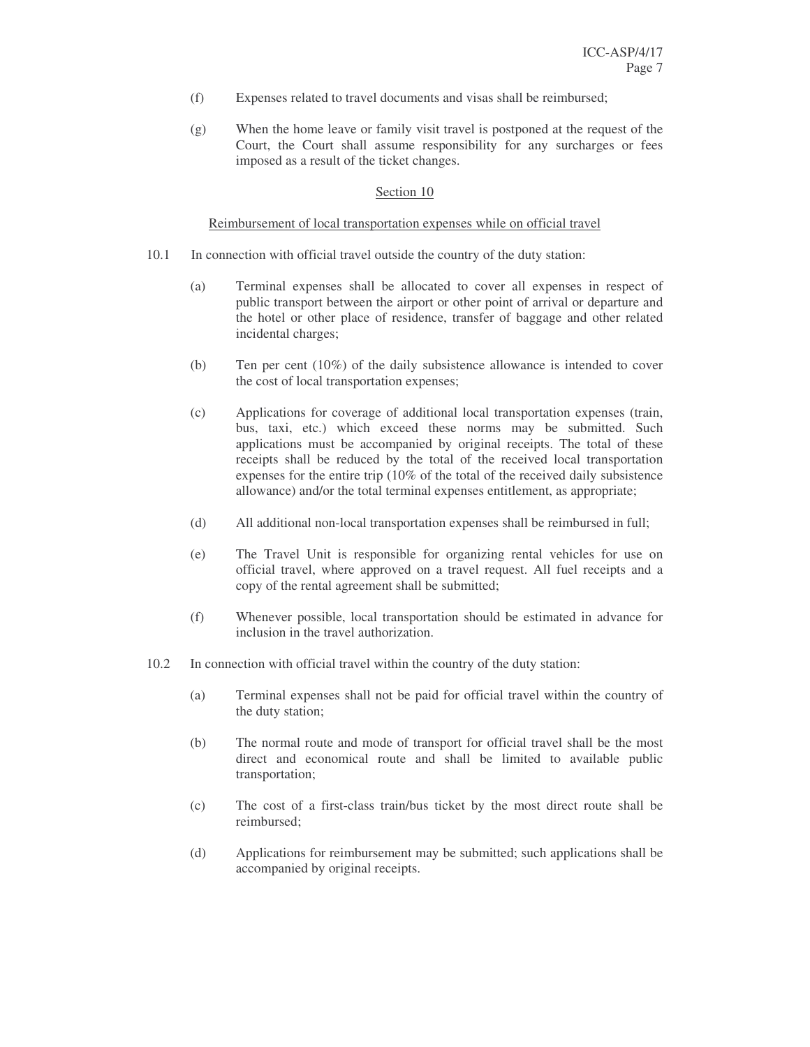(f) Expenses related to travel documents and visas shall be reimbursed;

(g) When the home leave or family visit travel is postponed at the request of the Court, the Court shall assume responsibility for any surcharges or fees imposed as a result of the ticket changes.

## Section 10

### Reimbursement of local transportation expenses while on official travel

10.1 In connection with official travel outside the country of the duty station:

(a) Terminal expenses shall be allocated to cover all expenses in respect of public transport between the airport or other point of arrival or departure and the hotel or other place of residence, transfer of baggage and other related incidental charges;

(b) Ten per cent (10%) of the daily subsistence allowance is intended to cover the cost of local transportation expenses;

(c) Applications for coverage of additional local transportation expenses (train, bus, taxi, etc.) which exceed these norms may be submitted. Such applications must be accompanied by original receipts. The total of these receipts shall be reduced by the total of the received local transportation expenses for the entire trip (10% of the total of the received daily subsistence allowance) and/or the total terminal expenses entitlement, as appropriate;

(d) All additional non-local transportation expenses shall be reimbursed in full;

(e) The Travel Unit is responsible for organizing rental vehicles for use on official travel, where approved on a travel request. All fuel receipts and a copy of the rental agreement shall be submitted;

(f) Whenever possible, local transportation should be estimated in advance for inclusion in the travel authorization.

10.2 In connection with official travel within the country of the duty station:

(a) Terminal expenses shall not be paid for official travel within the country of the duty station;

(b) The normal route and mode of transport for official travel shall be the most direct and economical route and shall be limited to available public transportation;

(c) The cost of a first-class train/bus ticket by the most direct route shall be reimbursed;

(d) Applications for reimbursement may be submitted; such applications shall be accompanied by original receipts.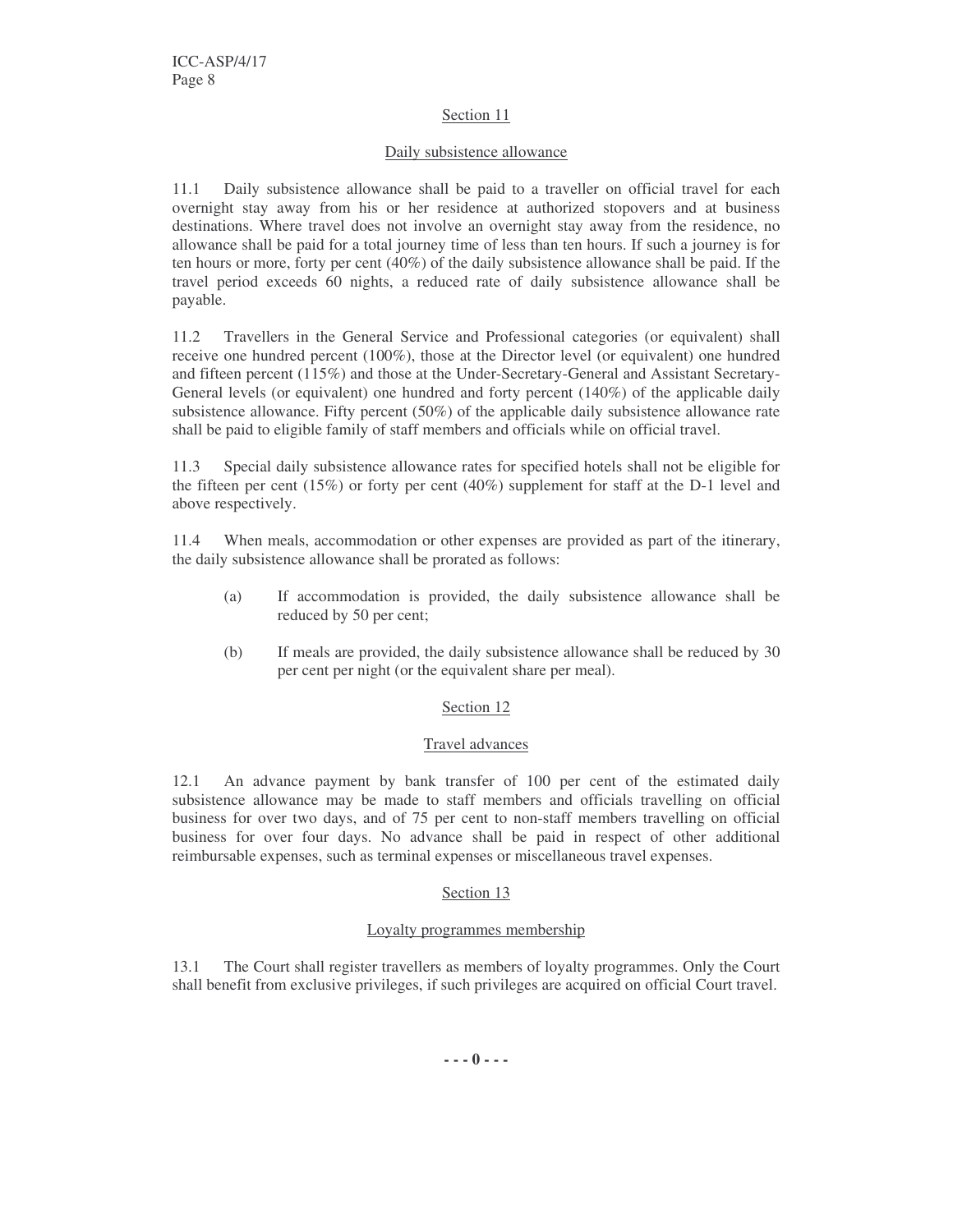## Section 11

### Daily subsistence allowance

11.1 Daily subsistence allowance shall be paid to a traveller on official travel for each overnight stay away from his or her residence at authorized stopovers and at business destinations. Where travel does not involve an overnight stay away from the residence, no allowance shall be paid for a total journey time of less than ten hours. If such a journey is for ten hours or more, forty per cent (40%) of the daily subsistence allowance shall be paid. If the travel period exceeds 60 nights, a reduced rate of daily subsistence allowance shall be payable.

11.2 Travellers in the General Service and Professional categories (or equivalent) shall receive one hundred percent (100%), those at the Director level (or equivalent) one hundred and fifteen percent (115%) and those at the Under-Secretary-General and Assistant Secretary-General levels (or equivalent) one hundred and forty percent (140%) of the applicable daily subsistence allowance. Fifty percent (50%) of the applicable daily subsistence allowance rate shall be paid to eligible family of staff members and officials while on official travel.

11.3 Special daily subsistence allowance rates for specified hotels shall not be eligible for the fifteen per cent (15%) or forty per cent (40%) supplement for staff at the D-1 level and above respectively.

11.4 When meals, accommodation or other expenses are provided as part of the itinerary, the daily subsistence allowance shall be prorated as follows:

(a) If accommodation is provided, the daily subsistence allowance shall be reduced by 50 per cent;

(b) If meals are provided, the daily subsistence allowance shall be reduced by 30 per cent per night (or the equivalent share per meal).

## Section 12

### Travel advances

12.1 An advance payment by bank transfer of 100 per cent of the estimated daily subsistence allowance may be made to staff members and officials travelling on official business for over two days, and of 75 per cent to non-staff members travelling on official business for over four days. No advance shall be paid in respect of other additional reimbursable expenses, such as terminal expenses or miscellaneous travel expenses.

## Section 13

### Loyalty programmes membership

13.1 The Court shall register travellers as members of loyalty programmes. Only the Court shall benefit from exclusive privileges, if such privileges are acquired on official Court travel.

**- - - 0 - - -**